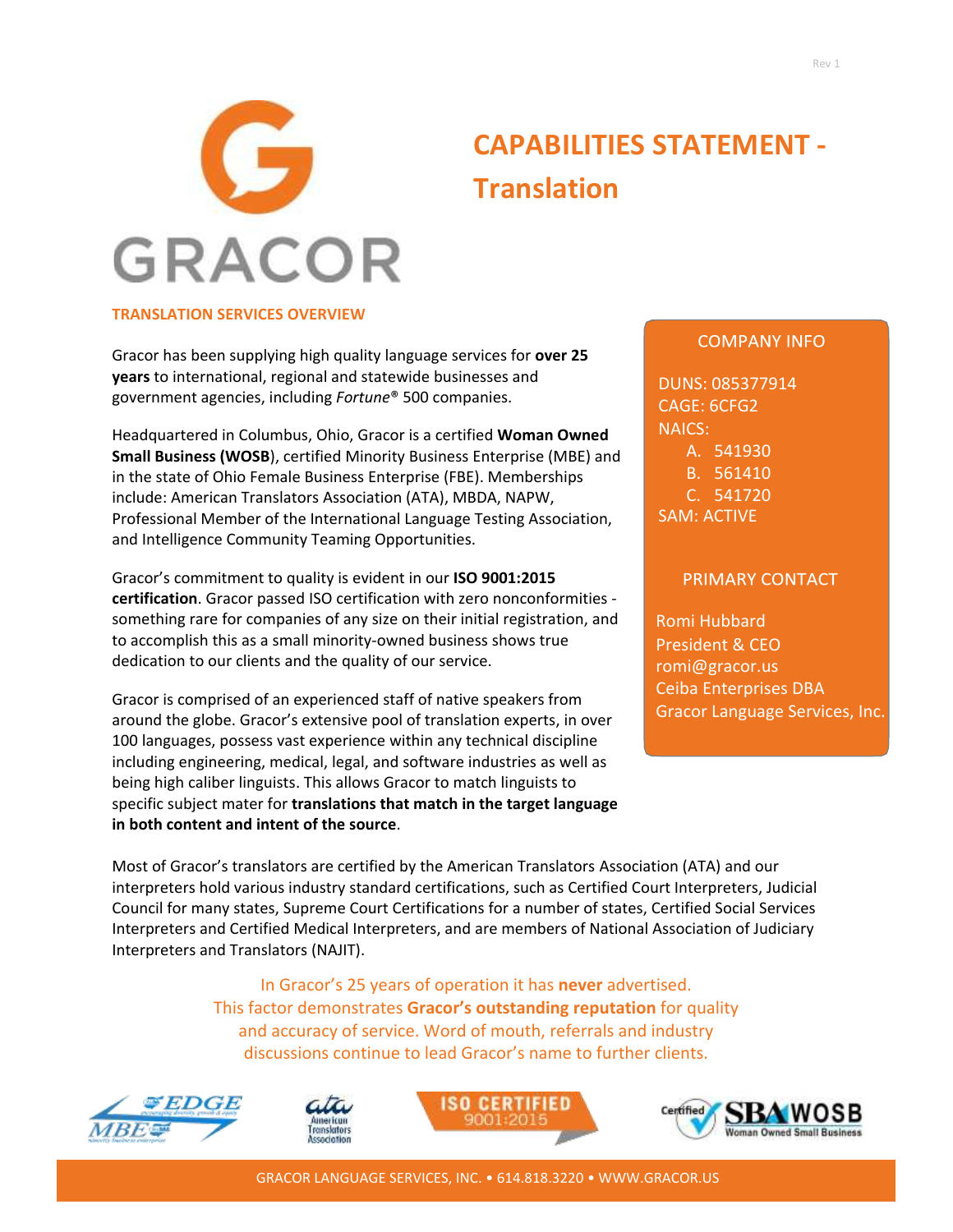# CAPABILITIES STATEMENT - Translation

GRACOR

## TRANSLATION SERVICES OVERVIEW

Gracor has been supplying high quality language services for **over 25 years** to international, regional and statewide businesses and government agencies, including *Fortune*® 500 companies.

Headquartered in Columbus, Ohio, Gracor is a certified **Woman Owned Small Business (WOSB**), certified Minority Business Enterprise (MBE) and in the state of Ohio Female Business Enterprise (FBE). Memberships include: American Translators Association (ATA), MBDA, NAPW, Professional Member of the International Language Testing Association, and Intelligence Community Teaming Opportunities.

Gracor's commitment to quality is evident in our **ISO 9001:2015 certification**. Gracor passed ISO certification with zero nonconformities - something rare for companies of any size on their initial registration, and to accomplish this as a small minority-owned business shows true dedication to our clients and the quality of our service.

Gracor is comprised of an experienced staff of native speakers from around the globe. Gracor's extensive pool of translation experts, in over 100 languages, possess vast experience within any technical discipline including engineering, medical, legal, and software industries as well as being high caliber linguists. This allows Gracor to match linguists to specific subject mater for **translations that match in the target language in both content and intent of the source**.

### COMPANY INFO

DUNS: 085377914
CAGE: 6CFG2
NAICS:

A. 541930
B. 561410
C. 541720

SAM: ACTIVE

### PRIMARY CONTACT

Romi Hubbard
President & CEO
romi@gracor.us
Ceiba Enterprises DBA
Gracor Language Services, Inc.

Most of Gracor's translators are certified by the American Translators Association (ATA) and our interpreters hold various industry standard certifications, such as Certified Court Interpreters, Judicial Council for many states, Supreme Court Certifications for a number of states, Certified Social Services Interpreters and Certified Medical Interpreters, and are members of National Association of Judiciary Interpreters and Translators (NAJIT).

In Gracor's 25 years of operation it has **never** advertised. This factor demonstrates **Gracor's outstanding reputation** for quality and accuracy of service. Word of mouth, referrals and industry discussions continue to lead Gracor's name to further clients.

EDGE MBE | ata American Translators Association | ISO CERTIFIED 9001:2015 | Certified SBA WOSB Woman Owned Small Business

GRACOR LANGUAGE SERVICES, INC. • 614.818.3220 • WWW.GRACOR.US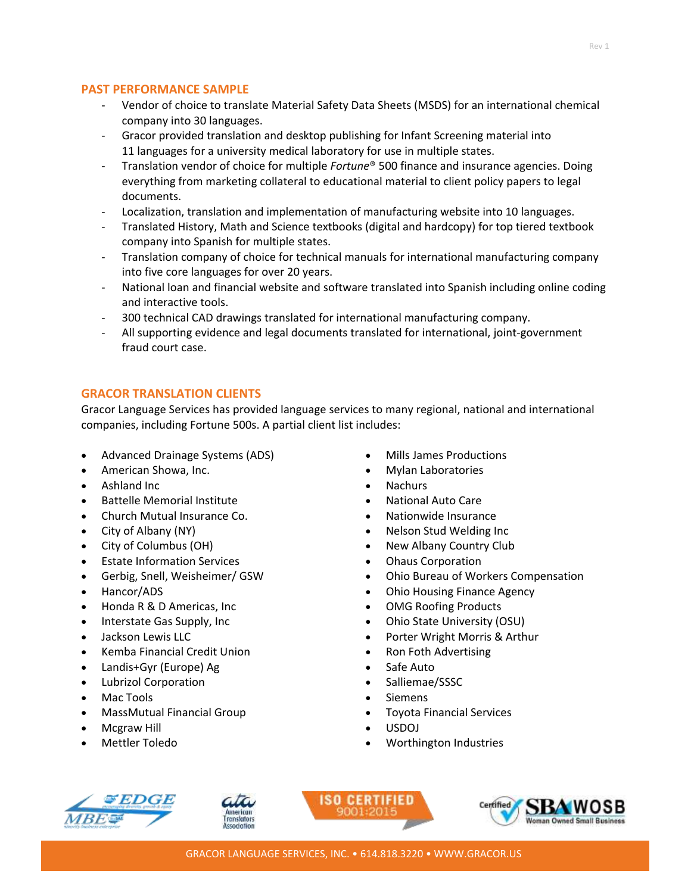## PAST PERFORMANCE SAMPLE

- Vendor of choice to translate Material Safety Data Sheets (MSDS) for an international chemical company into 30 languages.
- Gracor provided translation and desktop publishing for Infant Screening material into 11 languages for a university medical laboratory for use in multiple states.
- Translation vendor of choice for multiple *Fortune*® 500 finance and insurance agencies. Doing everything from marketing collateral to educational material to client policy papers to legal documents.
- Localization, translation and implementation of manufacturing website into 10 languages.
- Translated History, Math and Science textbooks (digital and hardcopy) for top tiered textbook company into Spanish for multiple states.
- Translation company of choice for technical manuals for international manufacturing company into five core languages for over 20 years.
- National loan and financial website and software translated into Spanish including online coding and interactive tools.
- 300 technical CAD drawings translated for international manufacturing company.
- All supporting evidence and legal documents translated for international, joint-government fraud court case.

## GRACOR TRANSLATION CLIENTS

Gracor Language Services has provided language services to many regional, national and international companies, including Fortune 500s. A partial client list includes:

- Advanced Drainage Systems (ADS)
- American Showa, Inc.
- Ashland Inc
- Battelle Memorial Institute
- Church Mutual Insurance Co.
- City of Albany (NY)
- City of Columbus (OH)
- Estate Information Services
- Gerbig, Snell, Weisheimer/ GSW
- Hancor/ADS
- Honda R & D Americas, Inc
- Interstate Gas Supply, Inc
- Jackson Lewis LLC
- Kemba Financial Credit Union
- Landis+Gyr (Europe) Ag
- Lubrizol Corporation
- Mac Tools
- MassMutual Financial Group
- Mcgraw Hill
- Mettler Toledo
- Mills James Productions
- Mylan Laboratories
- Nachurs
- National Auto Care
- Nationwide Insurance
- Nelson Stud Welding Inc
- New Albany Country Club
- Ohaus Corporation
- Ohio Bureau of Workers Compensation
- Ohio Housing Finance Agency
- OMG Roofing Products
- Ohio State University (OSU)
- Porter Wright Morris & Arthur
- Ron Foth Advertising
- Safe Auto
- Salliemae/SSSC
- Siemens
- Toyota Financial Services
- USDOJ
- Worthington Industries

EDGE MBE • American Translators Association • ISO CERTIFIED 9001:2015 • Certified SBA WOSB Woman Owned Small Business

GRACOR LANGUAGE SERVICES, INC. • 614.818.3220 • WWW.GRACOR.US